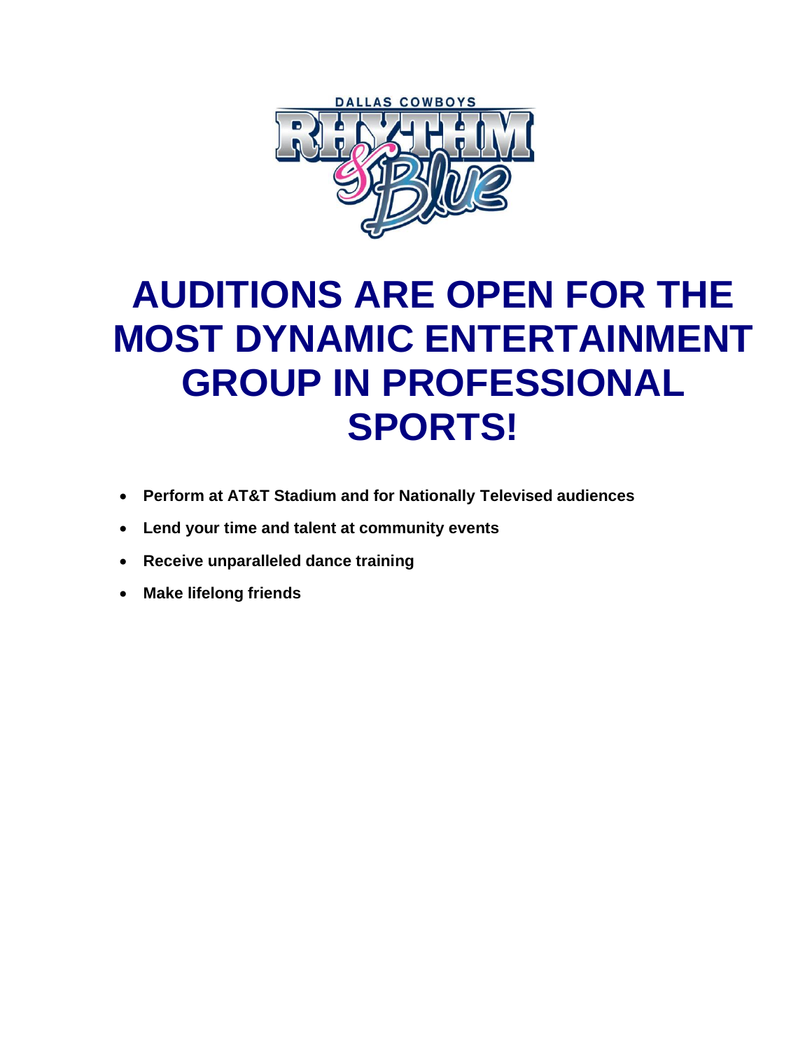DALLAS COWBOYS

RHYTHM & Blue

# AUDITIONS ARE OPEN FOR THE MOST DYNAMIC ENTERTAINMENT GROUP IN PROFESSIONAL SPORTS!

- **Perform at AT&T Stadium and for Nationally Televised audiences**
- **Lend your time and talent at community events**
- **Receive unparalleled dance training**
- **Make lifelong friends**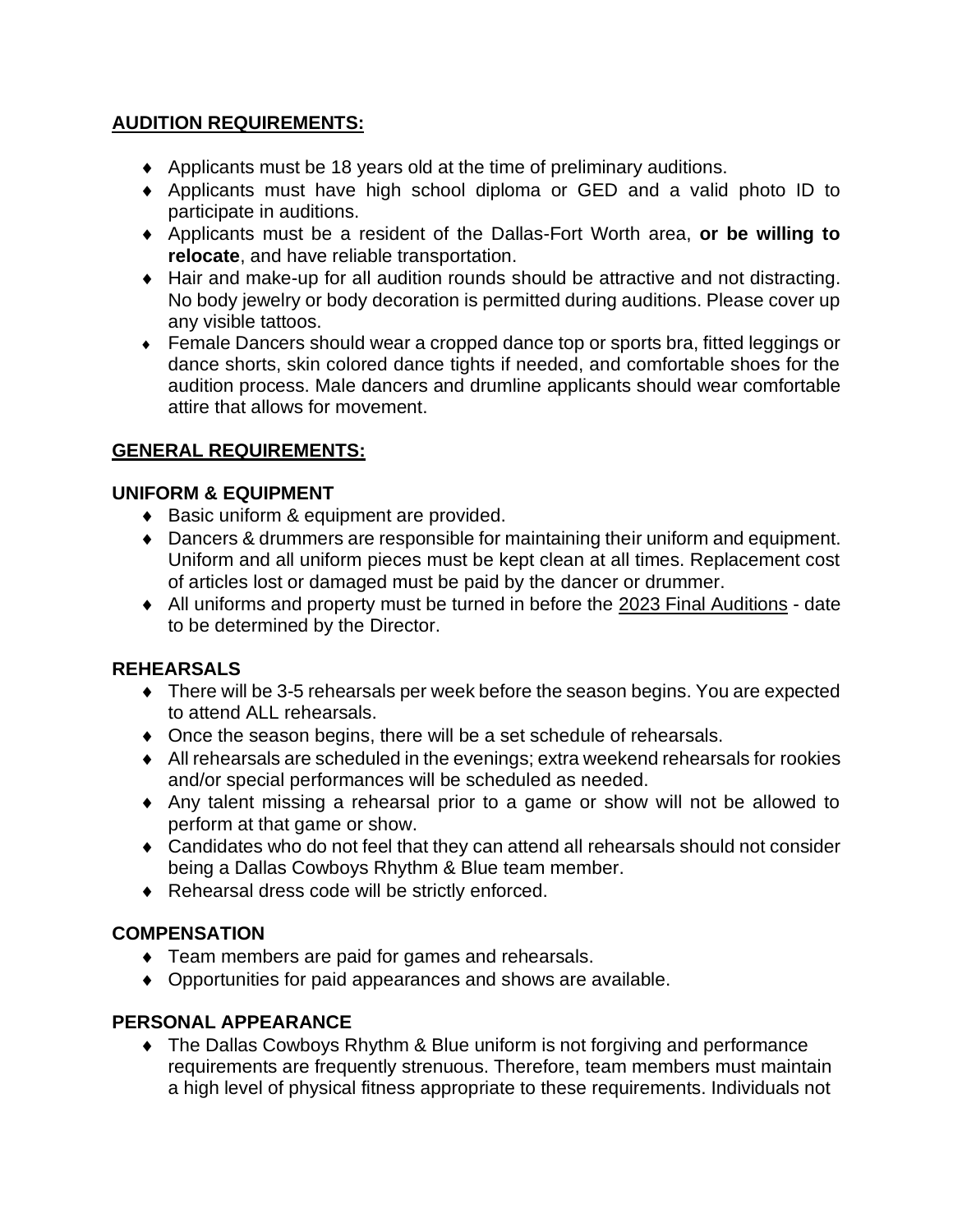## AUDITION REQUIREMENTS:

- Applicants must be 18 years old at the time of preliminary auditions.
- Applicants must have high school diploma or GED and a valid photo ID to participate in auditions.
- Applicants must be a resident of the Dallas-Fort Worth area, **or be willing to relocate**, and have reliable transportation.
- Hair and make-up for all audition rounds should be attractive and not distracting. No body jewelry or body decoration is permitted during auditions. Please cover up any visible tattoos.
- Female Dancers should wear a cropped dance top or sports bra, fitted leggings or dance shorts, skin colored dance tights if needed, and comfortable shoes for the audition process. Male dancers and drumline applicants should wear comfortable attire that allows for movement.

## GENERAL REQUIREMENTS:

### UNIFORM & EQUIPMENT

- Basic uniform & equipment are provided.
- Dancers & drummers are responsible for maintaining their uniform and equipment. Uniform and all uniform pieces must be kept clean at all times. Replacement cost of articles lost or damaged must be paid by the dancer or drummer.
- All uniforms and property must be turned in before the 2023 Final Auditions - date to be determined by the Director.

### REHEARSALS

- There will be 3-5 rehearsals per week before the season begins. You are expected to attend ALL rehearsals.
- Once the season begins, there will be a set schedule of rehearsals.
- All rehearsals are scheduled in the evenings; extra weekend rehearsals for rookies and/or special performances will be scheduled as needed.
- Any talent missing a rehearsal prior to a game or show will not be allowed to perform at that game or show.
- Candidates who do not feel that they can attend all rehearsals should not consider being a Dallas Cowboys Rhythm & Blue team member.
- Rehearsal dress code will be strictly enforced.

### COMPENSATION

- Team members are paid for games and rehearsals.
- Opportunities for paid appearances and shows are available.

### PERSONAL APPEARANCE

- The Dallas Cowboys Rhythm & Blue uniform is not forgiving and performance requirements are frequently strenuous. Therefore, team members must maintain a high level of physical fitness appropriate to these requirements. Individuals not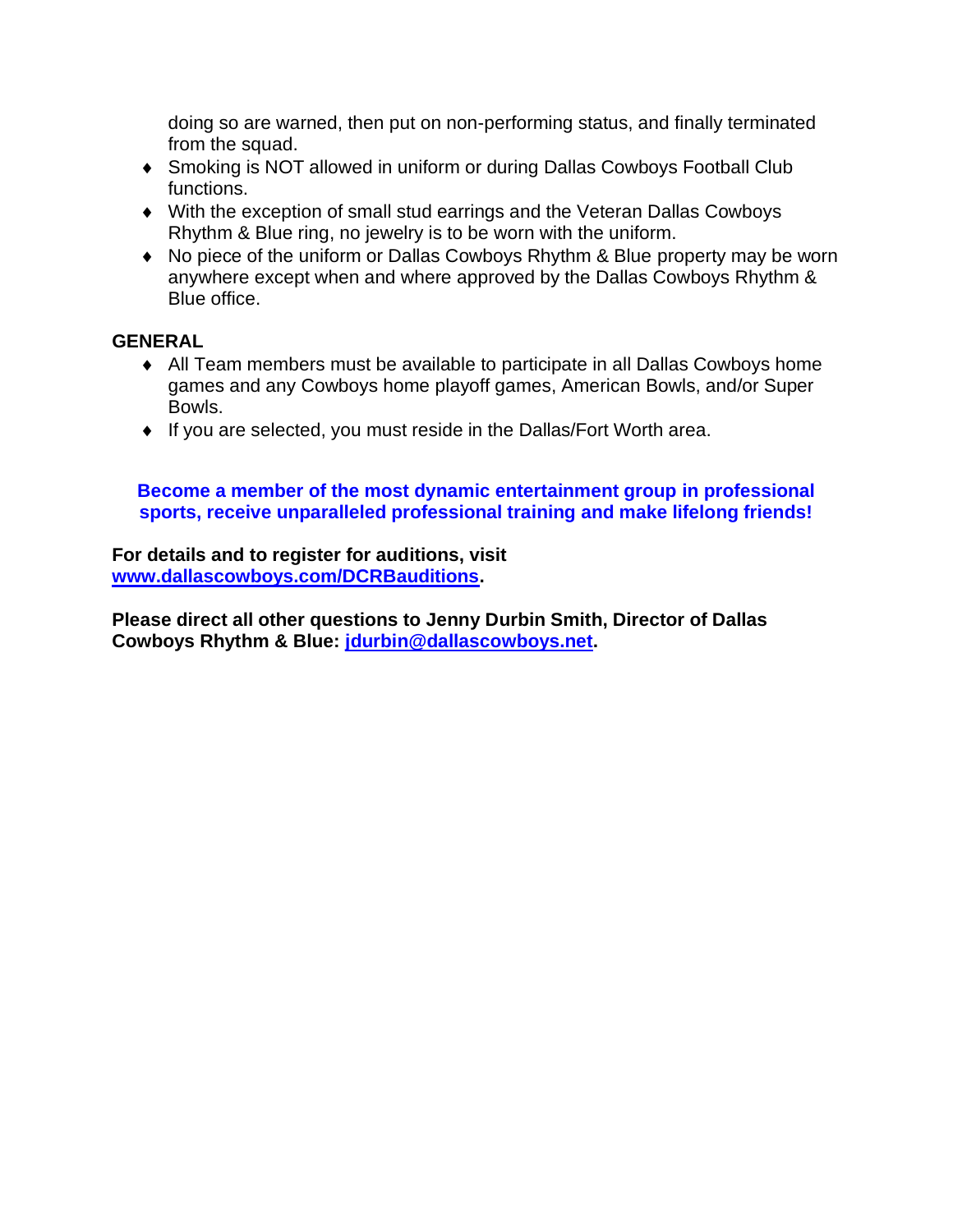doing so are warned, then put on non-performing status, and finally terminated from the squad.

- Smoking is NOT allowed in uniform or during Dallas Cowboys Football Club functions.
- With the exception of small stud earrings and the Veteran Dallas Cowboys Rhythm & Blue ring, no jewelry is to be worn with the uniform.
- No piece of the uniform or Dallas Cowboys Rhythm & Blue property may be worn anywhere except when and where approved by the Dallas Cowboys Rhythm & Blue office.

**GENERAL**

- All Team members must be available to participate in all Dallas Cowboys home games and any Cowboys home playoff games, American Bowls, and/or Super Bowls.
- If you are selected, you must reside in the Dallas/Fort Worth area.

**Become a member of the most dynamic entertainment group in professional sports, receive unparalleled professional training and make lifelong friends!**

**For details and to register for auditions, visit [www.dallascowboys.com/DCRBauditions](www.dallascowboys.com/DCRBauditions).**

**Please direct all other questions to Jenny Durbin Smith, Director of Dallas Cowboys Rhythm & Blue: [jdurbin@dallascowboys.net](mailto:jdurbin@dallascowboys.net).**